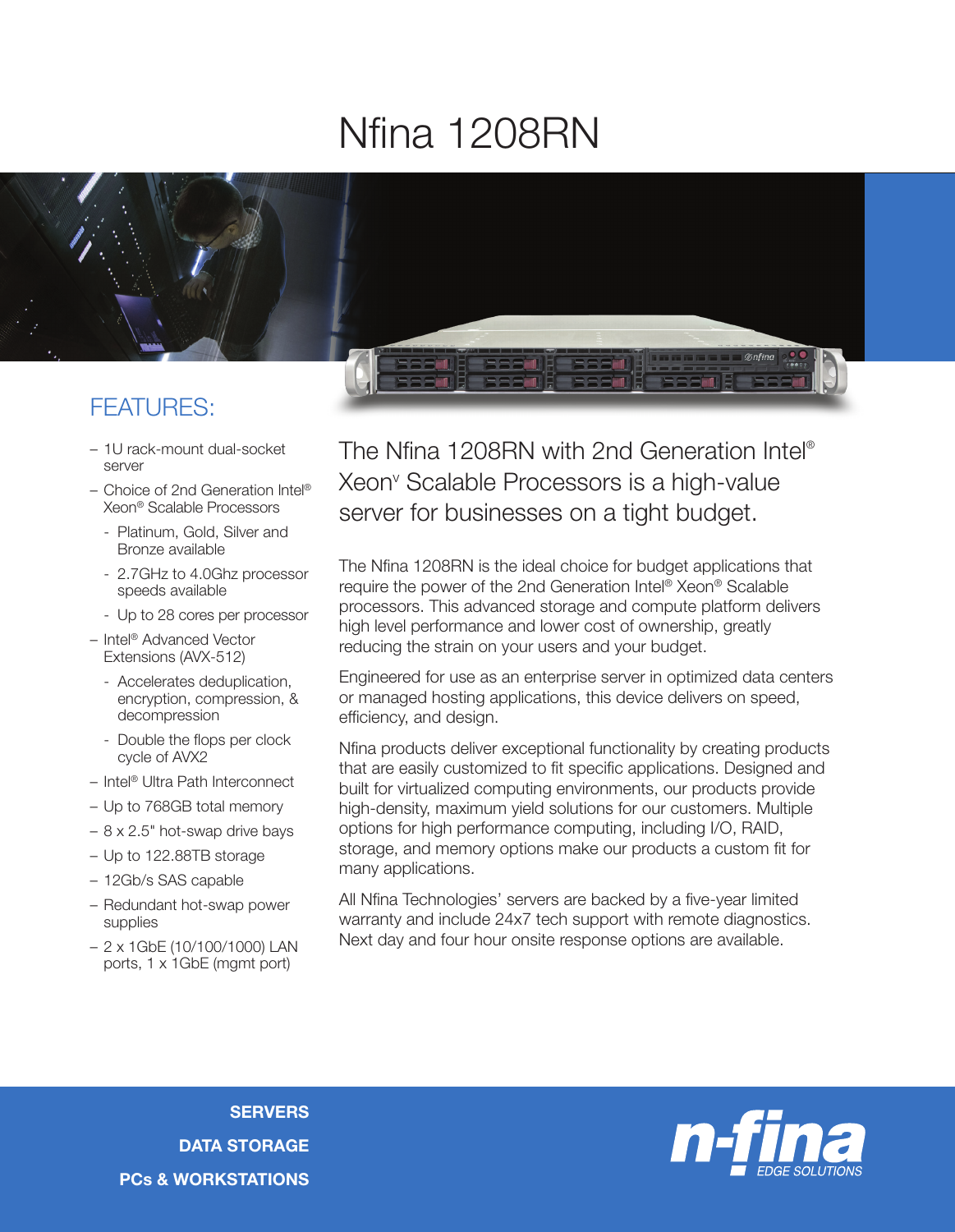# Nfina 1208RN

## FEATURES:

- 1U rack-mount dual-socket server
- Choice of 2nd Generation Intel® Xeon® Scalable Processors
  - Platinum, Gold, Silver and Bronze available
  - 2.7GHz to 4.0Ghz processor speeds available
  - Up to 28 cores per processor
- Intel® Advanced Vector Extensions (AVX-512)
  - Accelerates deduplication, encryption, compression, & decompression
  - Double the flops per clock cycle of AVX2
- Intel® Ultra Path Interconnect
- Up to 768GB total memory
- 8 x 2.5" hot-swap drive bays
- Up to 122.88TB storage
- 12Gb/s SAS capable
- Redundant hot-swap power supplies
- 2 x 1GbE (10/100/1000) LAN ports, 1 x 1GbE (mgmt port)

## The Nfina 1208RN with 2nd Generation Intel® Xeon® Scalable Processors is a high-value server for businesses on a tight budget.

The Nfina 1208RN is the ideal choice for budget applications that require the power of the 2nd Generation Intel® Xeon® Scalable processors. This advanced storage and compute platform delivers high level performance and lower cost of ownership, greatly reducing the strain on your users and your budget.

Engineered for use as an enterprise server in optimized data centers or managed hosting applications, this device delivers on speed, efficiency, and design.

Nfina products deliver exceptional functionality by creating products that are easily customized to fit specific applications. Designed and built for virtualized computing environments, our products provide high-density, maximum yield solutions for our customers. Multiple options for high performance computing, including I/O, RAID, storage, and memory options make our products a custom fit for many applications.

All Nfina Technologies' servers are backed by a five-year limited warranty and include 24x7 tech support with remote diagnostics. Next day and four hour onsite response options are available.

**SERVERS**
**DATA STORAGE**
**PCs & WORKSTATIONS**

n-fina EDGE SOLUTIONS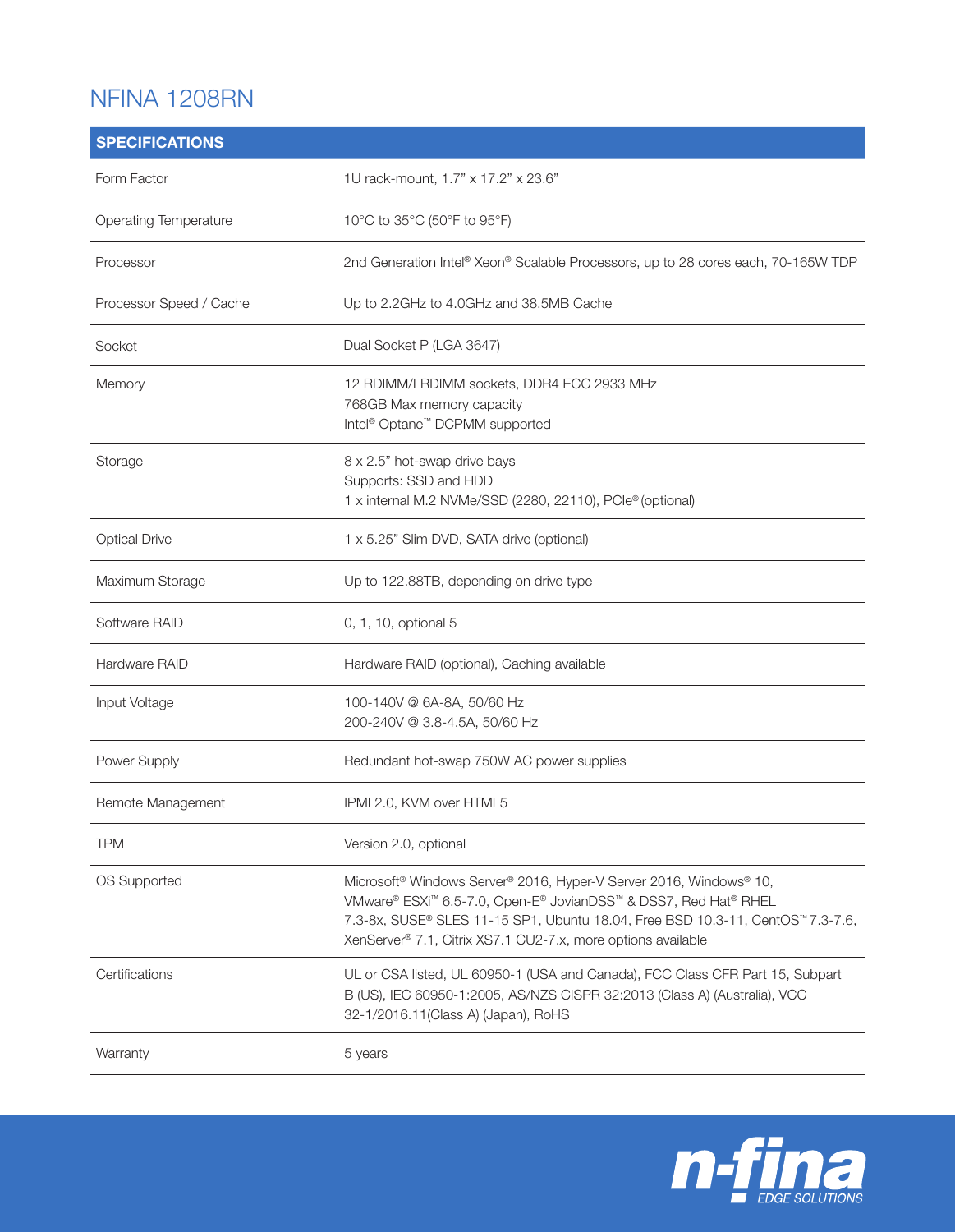# NFINA 1208RN

| SPECIFICATIONS | |
|---|---|
| Form Factor | 1U rack-mount, 1.7" x 17.2" x 23.6" |
| Operating Temperature | 10°C to 35°C (50°F to 95°F) |
| Processor | 2nd Generation Intel® Xeon® Scalable Processors, up to 28 cores each, 70-165W TDP |
| Processor Speed / Cache | Up to 2.2GHz to 4.0GHz and 38.5MB Cache |
| Socket | Dual Socket P (LGA 3647) |
| Memory | 12 RDIMM/LRDIMM sockets, DDR4 ECC 2933 MHz<br>768GB Max memory capacity<br>Intel® Optane™ DCPMM supported |
| Storage | 8 x 2.5" hot-swap drive bays<br>Supports: SSD and HDD<br>1 x internal M.2 NVMe/SSD (2280, 22110), PCIe® (optional) |
| Optical Drive | 1 x 5.25" Slim DVD, SATA drive (optional) |
| Maximum Storage | Up to 122.88TB, depending on drive type |
| Software RAID | 0, 1, 10, optional 5 |
| Hardware RAID | Hardware RAID (optional), Caching available |
| Input Voltage | 100-140V @ 6A-8A, 50/60 Hz<br>200-240V @ 3.8-4.5A, 50/60 Hz |
| Power Supply | Redundant hot-swap 750W AC power supplies |
| Remote Management | IPMI 2.0, KVM over HTML5 |
| TPM | Version 2.0, optional |
| OS Supported | Microsoft® Windows Server® 2016, Hyper-V Server 2016, Windows® 10, VMware® ESXi™ 6.5-7.0, Open-E® JovianDSS™ & DSS7, Red Hat® RHEL 7.3-8x, SUSE® SLES 11-15 SP1, Ubuntu 18.04, Free BSD 10.3-11, CentOS™ 7.3-7.6, XenServer® 7.1, Citrix XS7.1 CU2-7.x, more options available |
| Certifications | UL or CSA listed, UL 60950-1 (USA and Canada), FCC Class CFR Part 15, Subpart B (US), IEC 60950-1:2005, AS/NZS CISPR 32:2013 (Class A) (Australia), VCC 32-1/2016.11(Class A) (Japan), RoHS |
| Warranty | 5 years |

n-fina EDGE SOLUTIONS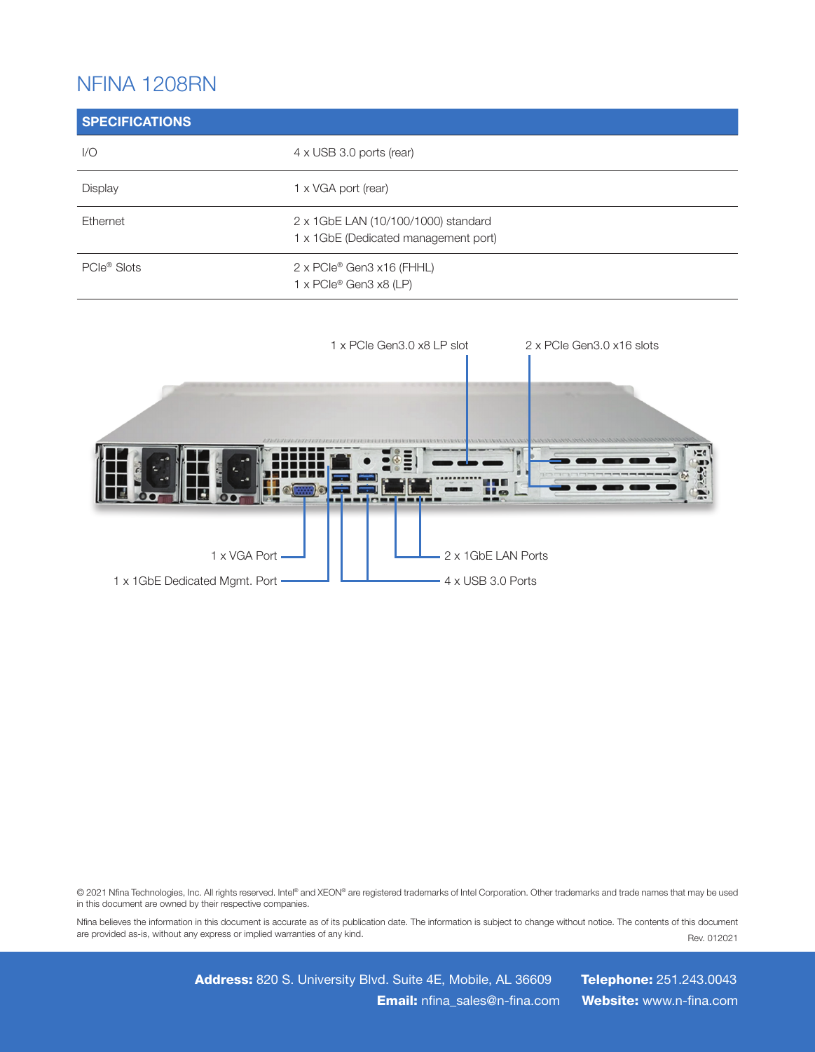# NFINA 1208RN

| SPECIFICATIONS | |
|---|---|
| I/O | 4 x USB 3.0 ports (rear) |
| Display | 1 x VGA port (rear) |
| Ethernet | 2 x 1GbE LAN (10/100/1000) standard<br>1 x 1GbE (Dedicated management port) |
| PCIe® Slots | 2 x PCIe® Gen3 x16 (FHHL)<br>1 x PCIe® Gen3 x8 (LP) |

1 x PCIe Gen3.0 x8 LP slot

2 x PCIe Gen3.0 x16 slots

1 x VGA Port

1 x 1GbE Dedicated Mgmt. Port

2 x 1GbE LAN Ports

4 x USB 3.0 Ports

© 2021 Nfina Technologies, Inc. All rights reserved. Intel® and XEON® are registered trademarks of Intel Corporation. Other trademarks and trade names that may be used in this document are owned by their respective companies.

Nfina believes the information in this document is accurate as of its publication date. The information is subject to change without notice. The contents of this document are provided as-is, without any express or implied warranties of any kind.

Rev. 012021

**Address:** 820 S. University Blvd. Suite 4E, Mobile, AL 36609 **Telephone:** 251.243.0043
**Email:** nfina_sales@n-fina.com **Website:** www.n-fina.com